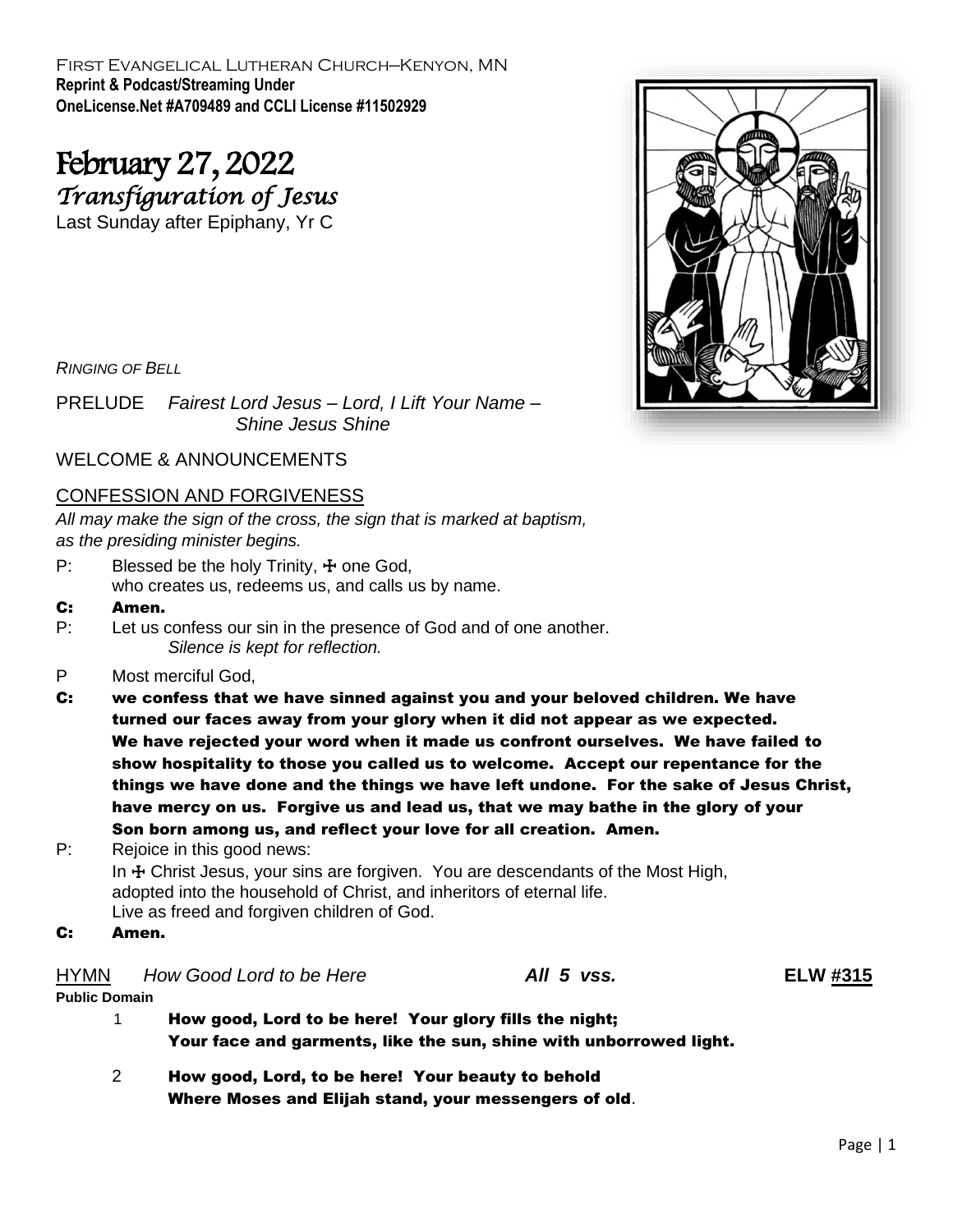First Evangelical Lutheran Church–Kenyon, MN
**Reprint & Podcast/Streaming Under**
**OneLicense.Net #A709489 and CCLI License #11502929**

# February 27, 2022

## *Transfiguration of Jesus*

Last Sunday after Epiphany, Yr C

*Ringing of Bell*

PRELUDE *Fairest Lord Jesus – Lord, I Lift Your Name – Shine Jesus Shine*

WELCOME & ANNOUNCEMENTS

CONFESSION AND FORGIVENESS

*All may make the sign of the cross, the sign that is marked at baptism, as the presiding minister begins.*

P: Blessed be the holy Trinity, ☩ one God, who creates us, redeems us, and calls us by name.

**C: Amen.**

P: Let us confess our sin in the presence of God and of one another.
*Silence is kept for reflection.*

P Most merciful God,

**C: we confess that we have sinned against you and your beloved children. We have turned our faces away from your glory when it did not appear as we expected. We have rejected your word when it made us confront ourselves. We have failed to show hospitality to those you called us to welcome. Accept our repentance for the things we have done and the things we have left undone. For the sake of Jesus Christ, have mercy on us. Forgive us and lead us, that we may bathe in the glory of your Son born among us, and reflect your love for all creation. Amen.**

P: Rejoice in this good news:
In ☩ Christ Jesus, your sins are forgiven. You are descendants of the Most High, adopted into the household of Christ, and inheritors of eternal life.
Live as freed and forgiven children of God.

**C: Amen.**

HYMN *How Good Lord to be Here* ***All 5 vss.*** **ELW #315**

**Public Domain**

1 **How good, Lord to be here! Your glory fills the night;**
**Your face and garments, like the sun, shine with unborrowed light.**

2 **How good, Lord, to be here! Your beauty to behold**
**Where Moses and Elijah stand, your messengers of old**.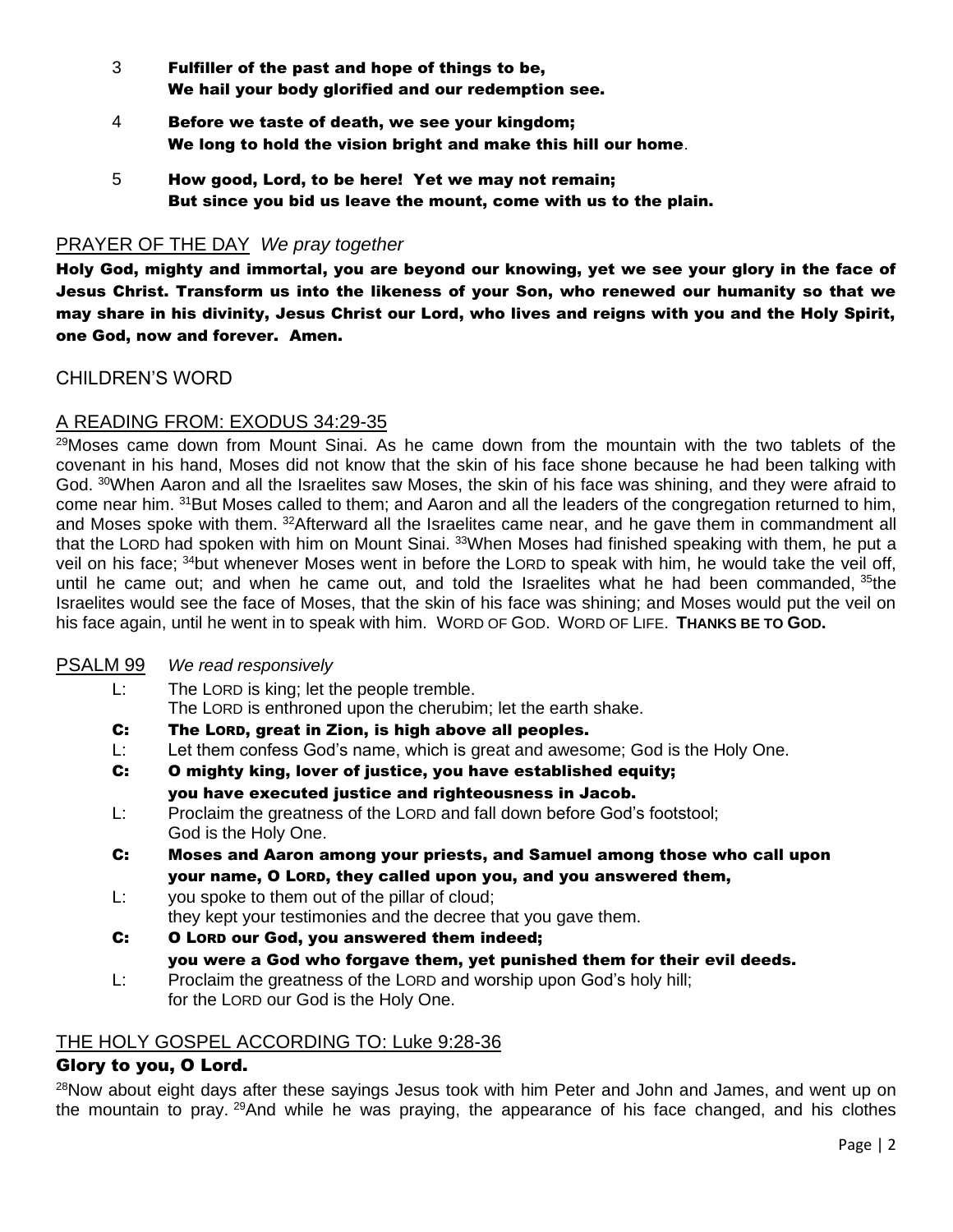3 **Fulfiller of the past and hope of things to be,**
**We hail your body glorified and our redemption see.**

4 **Before we taste of death, we see your kingdom;**
**We long to hold the vision bright and make this hill our home.**

5 **How good, Lord, to be here! Yet we may not remain;**
**But since you bid us leave the mount, come with us to the plain.**

## PRAYER OF THE DAY *We pray together*

**Holy God, mighty and immortal, you are beyond our knowing, yet we see your glory in the face of Jesus Christ. Transform us into the likeness of your Son, who renewed our humanity so that we may share in his divinity, Jesus Christ our Lord, who lives and reigns with you and the Holy Spirit, one God, now and forever. Amen.**

## CHILDREN'S WORD

## A READING FROM: EXODUS 34:29-35

[29]Moses came down from Mount Sinai. As he came down from the mountain with the two tablets of the covenant in his hand, Moses did not know that the skin of his face shone because he had been talking with God. [30]When Aaron and all the Israelites saw Moses, the skin of his face was shining, and they were afraid to come near him. [31]But Moses called to them; and Aaron and all the leaders of the congregation returned to him, and Moses spoke with them. [32]Afterward all the Israelites came near, and he gave them in commandment all that the LORD had spoken with him on Mount Sinai. [33]When Moses had finished speaking with them, he put a veil on his face; [34]but whenever Moses went in before the LORD to speak with him, he would take the veil off, until he came out; and when he came out, and told the Israelites what he had been commanded, [35]the Israelites would see the face of Moses, that the skin of his face was shining; and Moses would put the veil on his face again, until he went in to speak with him. WORD OF GOD. WORD OF LIFE. **THANKS BE TO GOD.**

## PSALM 99 *We read responsively*

L: The LORD is king; let the people tremble.
The LORD is enthroned upon the cherubim; let the earth shake.

**C: The LORD, great in Zion, is high above all peoples.**

L: Let them confess God's name, which is great and awesome; God is the Holy One.

**C: O mighty king, lover of justice, you have established equity;**
**you have executed justice and righteousness in Jacob.**

L: Proclaim the greatness of the LORD and fall down before God's footstool;
God is the Holy One.

**C: Moses and Aaron among your priests, and Samuel among those who call upon your name, O LORD, they called upon you, and you answered them,**

L: you spoke to them out of the pillar of cloud;
they kept your testimonies and the decree that you gave them.

**C: O LORD our God, you answered them indeed;**
**you were a God who forgave them, yet punished them for their evil deeds.**

L: Proclaim the greatness of the LORD and worship upon God's holy hill;
for the LORD our God is the Holy One.

## THE HOLY GOSPEL ACCORDING TO: Luke 9:28-36

**Glory to you, O Lord.**

[28]Now about eight days after these sayings Jesus took with him Peter and John and James, and went up on the mountain to pray. [29]And while he was praying, the appearance of his face changed, and his clothes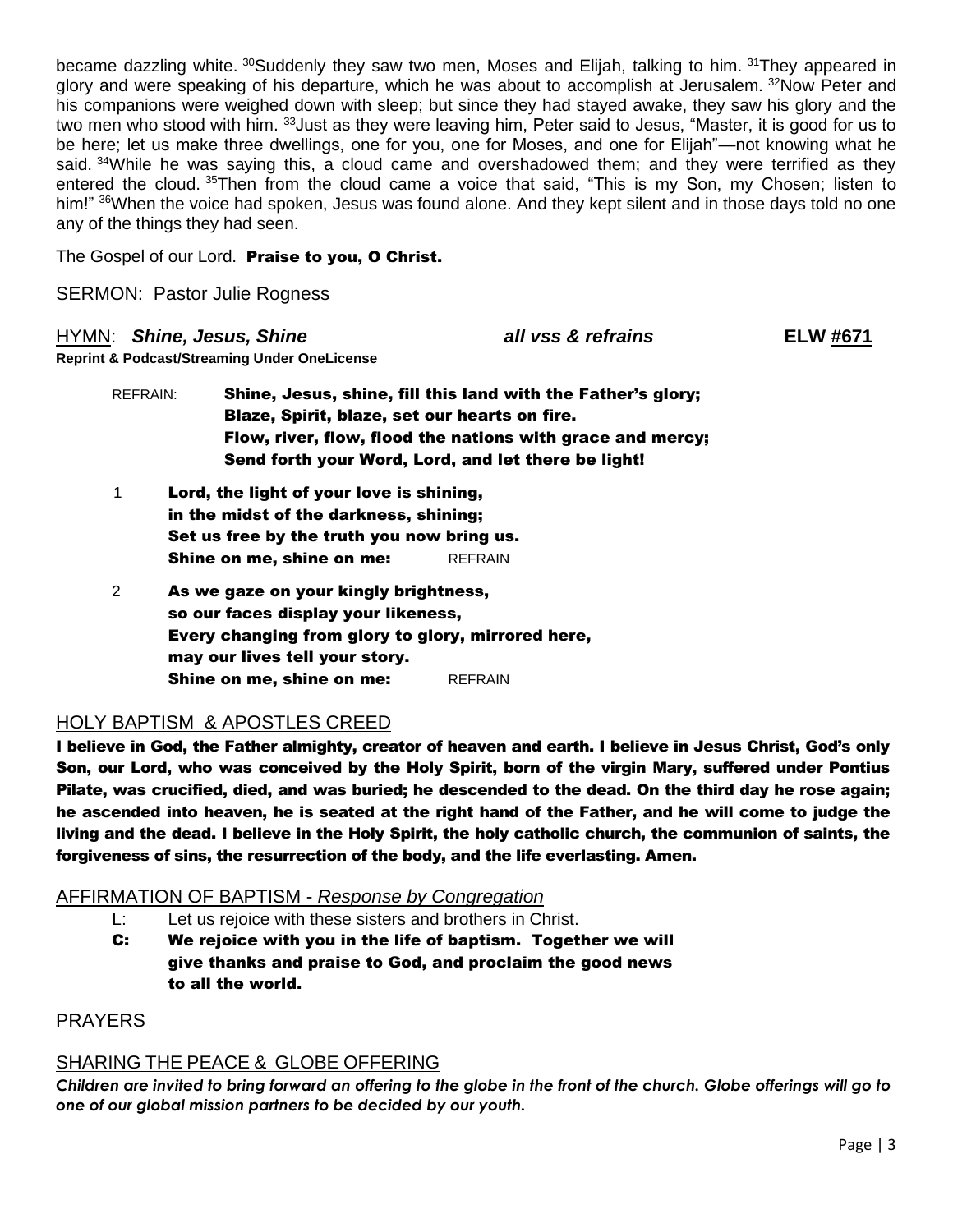became dazzling white. [30]Suddenly they saw two men, Moses and Elijah, talking to him. [31]They appeared in glory and were speaking of his departure, which he was about to accomplish at Jerusalem. [32]Now Peter and his companions were weighed down with sleep; but since they had stayed awake, they saw his glory and the two men who stood with him. [33]Just as they were leaving him, Peter said to Jesus, "Master, it is good for us to be here; let us make three dwellings, one for you, one for Moses, and one for Elijah"—not knowing what he said. [34]While he was saying this, a cloud came and overshadowed them; and they were terrified as they entered the cloud. [35]Then from the cloud came a voice that said, "This is my Son, my Chosen; listen to him!" [36]When the voice had spoken, Jesus was found alone. And they kept silent and in those days told no one any of the things they had seen.

The Gospel of our Lord. **Praise to you, O Christ.**

SERMON: Pastor Julie Rogness

HYMN: ***Shine, Jesus, Shine*** ***all vss & refrains*** **ELW #671**

**Reprint & Podcast/Streaming Under OneLicense**

REFRAIN: **Shine, Jesus, shine, fill this land with the Father's glory;**
**Blaze, Spirit, blaze, set our hearts on fire.**
**Flow, river, flow, flood the nations with grace and mercy;**
**Send forth your Word, Lord, and let there be light!**

1 **Lord, the light of your love is shining,**
**in the midst of the darkness, shining;**
**Set us free by the truth you now bring us.**
**Shine on me, shine on me:** REFRAIN

2 **As we gaze on your kingly brightness,**
**so our faces display your likeness,**
**Every changing from glory to glory, mirrored here,**
**may our lives tell your story.**
**Shine on me, shine on me:** REFRAIN

HOLY BAPTISM & APOSTLES CREED

**I believe in God, the Father almighty, creator of heaven and earth. I believe in Jesus Christ, God's only Son, our Lord, who was conceived by the Holy Spirit, born of the virgin Mary, suffered under Pontius Pilate, was crucified, died, and was buried; he descended to the dead. On the third day he rose again; he ascended into heaven, he is seated at the right hand of the Father, and he will come to judge the living and the dead. I believe in the Holy Spirit, the holy catholic church, the communion of saints, the forgiveness of sins, the resurrection of the body, and the life everlasting. Amen.**

AFFIRMATION OF BAPTISM - *Response by Congregation*

L: Let us rejoice with these sisters and brothers in Christ.

**C: We rejoice with you in the life of baptism. Together we will give thanks and praise to God, and proclaim the good news to all the world.**

PRAYERS

SHARING THE PEACE & GLOBE OFFERING

***Children are invited to bring forward an offering to the globe in the front of the church. Globe offerings will go to one of our global mission partners to be decided by our youth.***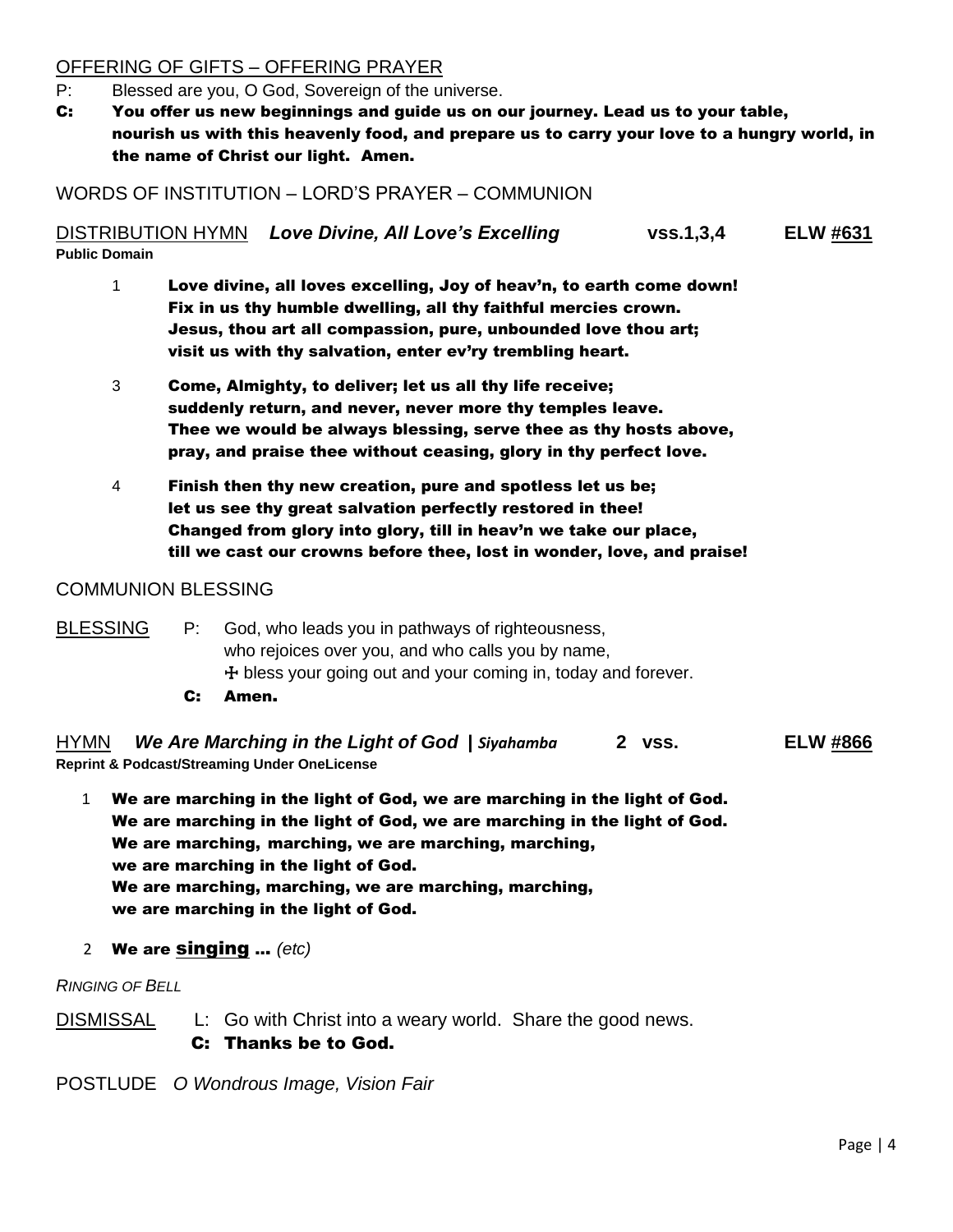OFFERING OF GIFTS – OFFERING PRAYER

P: Blessed are you, O God, Sovereign of the universe.

**C: You offer us new beginnings and guide us on our journey. Lead us to your table, nourish us with this heavenly food, and prepare us to carry your love to a hungry world, in the name of Christ our light. Amen.**

WORDS OF INSTITUTION – LORD'S PRAYER – COMMUNION

DISTRIBUTION HYMN ***Love Divine, All Love's Excelling*** **vss.1,3,4** **ELW #631**

**Public Domain**

1 **Love divine, all loves excelling, Joy of heav'n, to earth come down!
Fix in us thy humble dwelling, all thy faithful mercies crown.
Jesus, thou art all compassion, pure, unbounded love thou art;
visit us with thy salvation, enter ev'ry trembling heart.**

3 **Come, Almighty, to deliver; let us all thy life receive;
suddenly return, and never, never more thy temples leave.
Thee we would be always blessing, serve thee as thy hosts above,
pray, and praise thee without ceasing, glory in thy perfect love.**

4 **Finish then thy new creation, pure and spotless let us be;
let us see thy great salvation perfectly restored in thee!
Changed from glory into glory, till in heav'n we take our place,
till we cast our crowns before thee, lost in wonder, love, and praise!**

COMMUNION BLESSING

BLESSING P: God, who leads you in pathways of righteousness,
who rejoices over you, and who calls you by name,
☩ bless your going out and your coming in, today and forever.

**C: Amen.**

HYMN ***We Are Marching in the Light of God | Siyahamba*** **2 vss.** **ELW #866**

**Reprint & Podcast/Streaming Under OneLicense**

1 **We are marching in the light of God, we are marching in the light of God.
We are marching in the light of God, we are marching in the light of God.
We are marching, marching, we are marching, marching,
we are marching in the light of God.
We are marching, marching, we are marching, marching,
we are marching in the light of God.**

2 **We are singing …** *(etc)*

*RINGING OF BELL*

DISMISSAL L: Go with Christ into a weary world. Share the good news.

**C: Thanks be to God.**

POSTLUDE *O Wondrous Image, Vision Fair*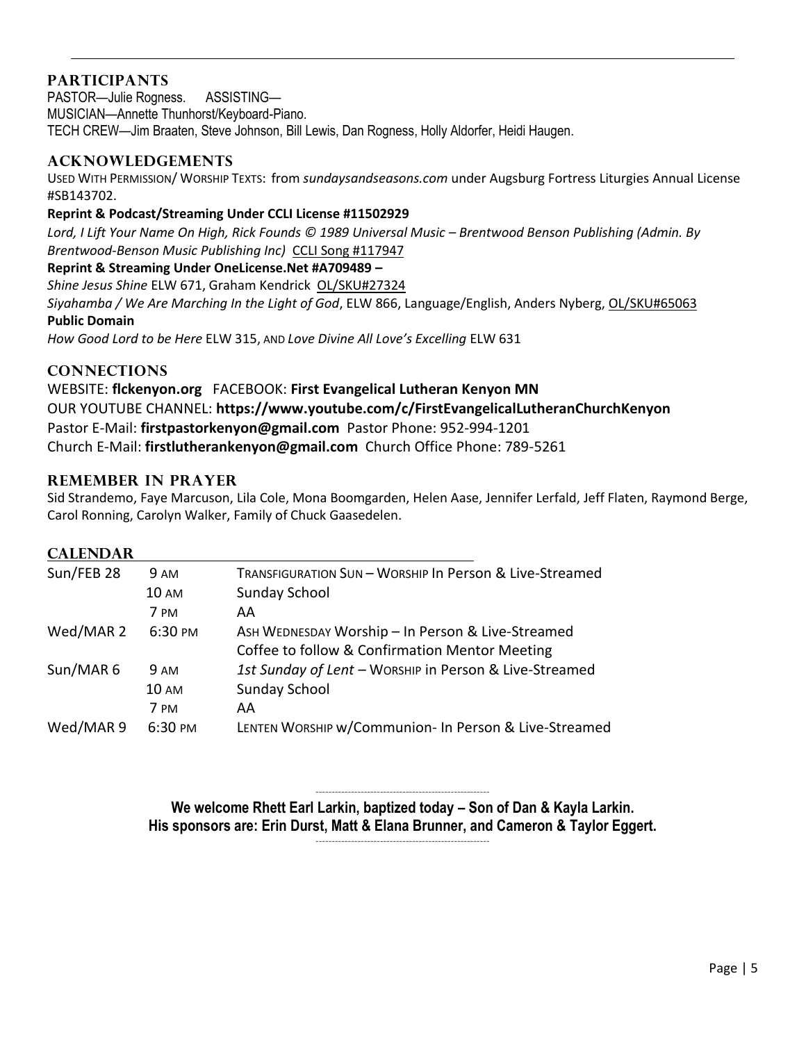## PARTICIPANTS

PASTOR—Julie Rogness. ASSISTING—
MUSICIAN—Annette Thunhorst/Keyboard-Piano.
TECH CREW—Jim Braaten, Steve Johnson, Bill Lewis, Dan Rogness, Holly Aldorfer, Heidi Haugen.

## ACKNOWLEDGEMENTS

USED WITH PERMISSION/ WORSHIP TEXTS: from *sundaysandseasons.com* under Augsburg Fortress Liturgies Annual License #SB143702.

**Reprint & Podcast/Streaming Under CCLI License #11502929**

*Lord, I Lift Your Name On High, Rick Founds © 1989 Universal Music – Brentwood Benson Publishing (Admin. By Brentwood-Benson Music Publishing Inc)* CCLI Song #117947

**Reprint & Streaming Under OneLicense.Net #A709489 –**

*Shine Jesus Shine* ELW 671, Graham Kendrick OL/SKU#27324

*Siyahamba / We Are Marching In the Light of God*, ELW 866, Language/English, Anders Nyberg, OL/SKU#65063

**Public Domain**

*How Good Lord to be Here* ELW 315, AND *Love Divine All Love's Excelling* ELW 631

## CONNECTIONS

WEBSITE: **flckenyon.org** FACEBOOK: **First Evangelical Lutheran Kenyon MN**
OUR YOUTUBE CHANNEL: **https://www.youtube.com/c/FirstEvangelicalLutheranChurchKenyon**
Pastor E-Mail: **firstpastorkenyon@gmail.com** Pastor Phone: 952-994-1201
Church E-Mail: **firstlutherankenyon@gmail.com** Church Office Phone: 789-5261

## REMEMBER IN PRAYER

Sid Strandemo, Faye Marcuson, Lila Cole, Mona Boomgarden, Helen Aase, Jennifer Lerfald, Jeff Flaten, Raymond Berge, Carol Ronning, Carolyn Walker, Family of Chuck Gaasedelen.

## CALENDAR

| | | |
|---|---|---|
| Sun/FEB 28 | 9 AM | TRANSFIGURATION SUN – WORSHIP In Person & Live-Streamed |
| | 10 AM | Sunday School |
| | 7 PM | AA |
| Wed/MAR 2 | 6:30 PM | ASH WEDNESDAY Worship – In Person & Live-Streamed<br>Coffee to follow & Confirmation Mentor Meeting |
| Sun/MAR 6 | 9 AM | *1st Sunday of Lent* – WORSHIP in Person & Live-Streamed |
| | 10 AM | Sunday School |
| | 7 PM | AA |
| Wed/MAR 9 | 6:30 PM | LENTEN WORSHIP w/Communion- In Person & Live-Streamed |

---

**We welcome Rhett Earl Larkin, baptized today – Son of Dan & Kayla Larkin.**
**His sponsors are: Erin Durst, Matt & Elana Brunner, and Cameron & Taylor Eggert.**

---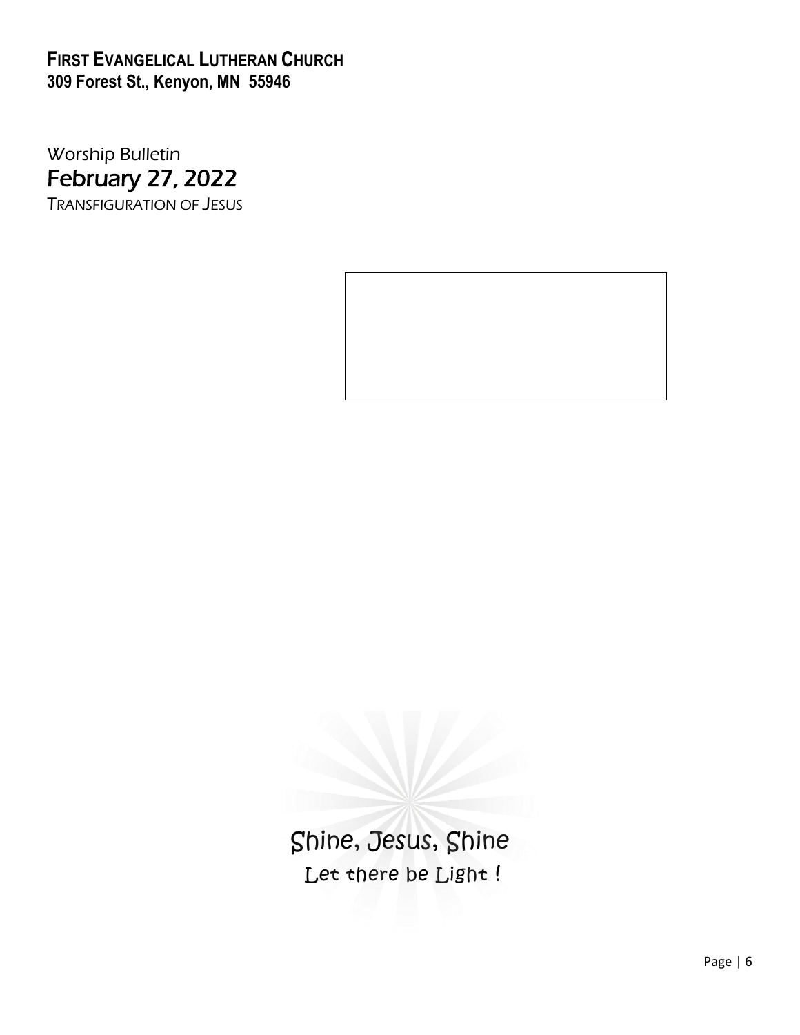**FIRST EVANGELICAL LUTHERAN CHURCH**
**309 Forest St., Kenyon, MN 55946**

Worship Bulletin

## February 27, 2022

TRANSFIGURATION OF JESUS

Shine, Jesus, Shine

Let there be Light !